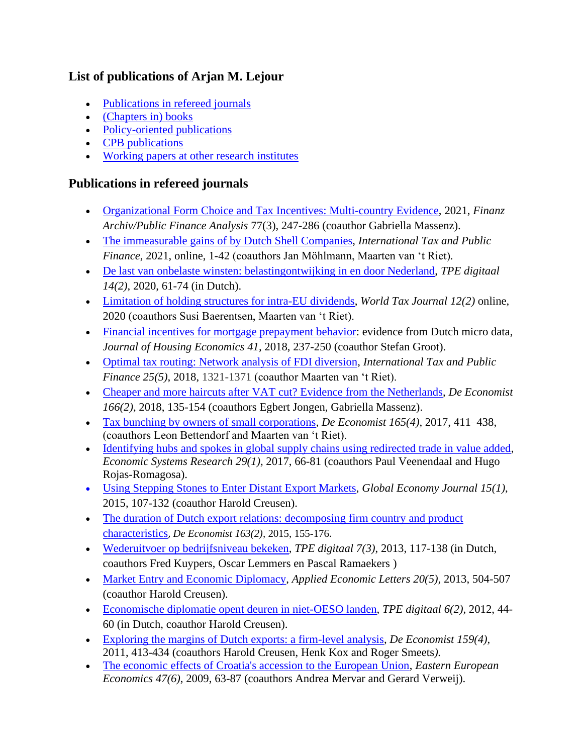## List of publications of Arjan M. Lejour

- Publications in refereed journals
- (Chapters in) books
- Policy-oriented publications
- CPB publications
- Working papers at other research institutes

## Publications in refereed journals

- Organizational Form Choice and Tax Incentives: Multi-country Evidence, 2021, *Finanz Archiv/Public Finance Analysis* 77(3), 247-286 (coauthor Gabriella Massenz).
- The immeasurable gains of by Dutch Shell Companies, *International Tax and Public Finance*, 2021, online, 1-42 (coauthors Jan Möhlmann, Maarten van 't Riet).
- De last van onbelaste winsten: belastingontwijking in en door Nederland, *TPE digitaal 14(2)*, 2020, 61-74 (in Dutch).
- Limitation of holding structures for intra-EU dividends, *World Tax Journal 12(2)* online, 2020 (coauthors Susi Baerentsen, Maarten van 't Riet).
- Financial incentives for mortgage prepayment behavior: evidence from Dutch micro data, *Journal of Housing Economics 41*, 2018, 237-250 (coauthor Stefan Groot).
- Optimal tax routing: Network analysis of FDI diversion, *International Tax and Public Finance 25(5)*, 2018, 1321-1371 (coauthor Maarten van 't Riet).
- Cheaper and more haircuts after VAT cut? Evidence from the Netherlands, *De Economist 166(2)*, 2018, 135-154 (coauthors Egbert Jongen, Gabriella Massenz).
- Tax bunching by owners of small corporations, *De Economist 165(4)*, 2017, 411–438, (coauthors Leon Bettendorf and Maarten van 't Riet).
- Identifying hubs and spokes in global supply chains using redirected trade in value added, *Economic Systems Research 29(1)*, 2017, 66-81 (coauthors Paul Veenendaal and Hugo Rojas-Romagosa).
- Using Stepping Stones to Enter Distant Export Markets, *Global Economy Journal 15(1)*, 2015, 107-132 (coauthor Harold Creusen).
- The duration of Dutch export relations: decomposing firm country and product characteristics, *De Economist 163(2)*, 2015, 155-176.
- Wederuitvoer op bedrijfsniveau bekeken, *TPE digitaal 7(3)*, 2013, 117-138 (in Dutch, coauthors Fred Kuypers, Oscar Lemmers en Pascal Ramaekers )
- Market Entry and Economic Diplomacy, *Applied Economic Letters 20(5)*, 2013, 504-507 (coauthor Harold Creusen).
- Economische diplomatie opent deuren in niet-OESO landen, *TPE digitaal 6(2)*, 2012, 44-60 (in Dutch, coauthor Harold Creusen).
- Exploring the margins of Dutch exports: a firm-level analysis, *De Economist 159(4)*, 2011, 413-434 (coauthors Harold Creusen, Henk Kox and Roger Smeets*).*
- The economic effects of Croatia's accession to the European Union, *Eastern European Economics 47(6)*, 2009, 63-87 (coauthors Andrea Mervar and Gerard Verweij).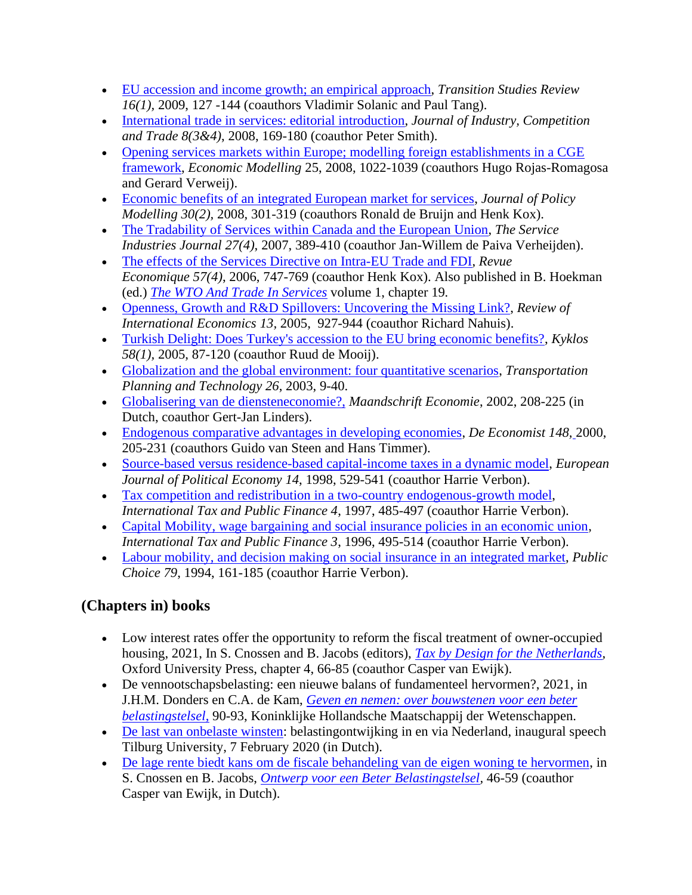- EU accession and income growth; an empirical approach, *Transition Studies Review 16(1),* 2009, 127 -144 (coauthors Vladimir Solanic and Paul Tang).
- International trade in services: editorial introduction, *Journal of Industry, Competition and Trade 8(3&4)*, 2008, 169-180 (coauthor Peter Smith).
- Opening services markets within Europe; modelling foreign establishments in a CGE framework, *Economic Modelling* 25, 2008, 1022-1039 (coauthors Hugo Rojas-Romagosa and Gerard Verweij).
- Economic benefits of an integrated European market for services, *Journal of Policy Modelling 30(2),* 2008, 301-319 (coauthors Ronald de Bruijn and Henk Kox).
- The Tradability of Services within Canada and the European Union, *The Service Industries Journal 27(4)*, 2007, 389-410 (coauthor Jan-Willem de Paiva Verheijden).
- The effects of the Services Directive on Intra-EU Trade and FDI, *Revue Economique 57(4)*, 2006, 747-769 (coauthor Henk Kox). Also published in B. Hoekman (ed.) *The WTO And Trade In Services* volume 1, chapter 19.
- Openness, Growth and R&D Spillovers: Uncovering the Missing Link?, *Review of International Economics 13*, 2005, 927-944 (coauthor Richard Nahuis).
- Turkish Delight: Does Turkey's accession to the EU bring economic benefits?, *Kyklos 58(1)*, 2005, 87-120 (coauthor Ruud de Mooij).
- Globalization and the global environment: four quantitative scenarios, *Transportation Planning and Technology 26*, 2003, 9-40.
- Globalisering van de diensteneconomie?, *Maandschrift Economie*, 2002, 208-225 (in Dutch, coauthor Gert-Jan Linders).
- Endogenous comparative advantages in developing economies, *De Economist 148,* 2000, 205-231 (coauthors Guido van Steen and Hans Timmer).
- Source-based versus residence-based capital-income taxes in a dynamic model, *European Journal of Political Economy 14*, 1998, 529-541 (coauthor Harrie Verbon).
- Tax competition and redistribution in a two-country endogenous-growth model, *International Tax and Public Finance 4*, 1997, 485-497 (coauthor Harrie Verbon).
- Capital Mobility, wage bargaining and social insurance policies in an economic union, *International Tax and Public Finance 3*, 1996, 495-514 (coauthor Harrie Verbon).
- Labour mobility, and decision making on social insurance in an integrated market, *Public Choice 79*, 1994, 161-185 (coauthor Harrie Verbon).

## (Chapters in) books

- Low interest rates offer the opportunity to reform the fiscal treatment of owner-occupied housing, 2021, In S. Cnossen and B. Jacobs (editors), *Tax by Design for the Netherlands*, Oxford University Press, chapter 4, 66-85 (coauthor Casper van Ewijk).
- De vennootschapsbelasting: een nieuwe balans of fundamenteel hervormen?, 2021, in J.H.M. Donders en C.A. de Kam, *Geven en nemen: over bouwstenen voor een beter belastingstelsel,* 90-93, Koninklijke Hollandsche Maatschappij der Wetenschappen.
- De last van onbelaste winsten: belastingontwijking in en via Nederland, inaugural speech Tilburg University, 7 February 2020 (in Dutch).
- De lage rente biedt kans om de fiscale behandeling van de eigen woning te hervormen, in S. Cnossen en B. Jacobs, *Ontwerp voor een Beter Belastingstelsel*, 46-59 (coauthor Casper van Ewijk, in Dutch).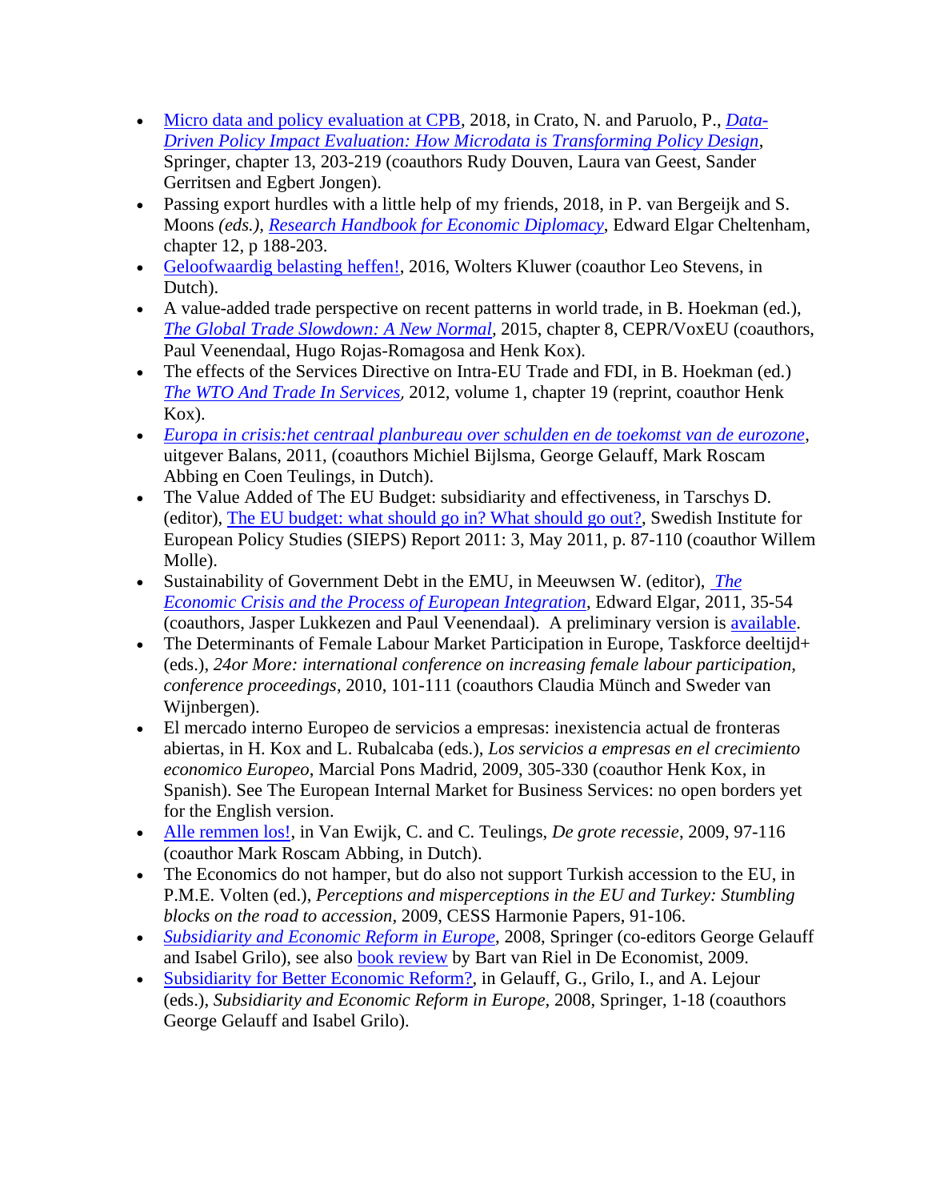- Micro data and policy evaluation at CPB, 2018, in Crato, N. and Paruolo, P., *Data-Driven Policy Impact Evaluation: How Microdata is Transforming Policy Design*, Springer, chapter 13, 203-219 (coauthors Rudy Douven, Laura van Geest, Sander Gerritsen and Egbert Jongen).
- Passing export hurdles with a little help of my friends, 2018, in P. van Bergeijk and S. Moons *(eds.)*, *Research Handbook for Economic Diplomacy*, Edward Elgar Cheltenham, chapter 12, p 188-203.
- Geloofwaardig belasting heffen!, 2016, Wolters Kluwer (coauthor Leo Stevens, in Dutch).
- A value-added trade perspective on recent patterns in world trade, in B. Hoekman (ed.), *The Global Trade Slowdown: A New Normal*, 2015, chapter 8, CEPR/VoxEU (coauthors, Paul Veenendaal, Hugo Rojas-Romagosa and Henk Kox).
- The effects of the Services Directive on Intra-EU Trade and FDI, in B. Hoekman (ed.) *The WTO And Trade In Services*, 2012, volume 1, chapter 19 (reprint, coauthor Henk Kox).
- *Europa in crisis:het centraal planbureau over schulden en de toekomst van de eurozone*, uitgever Balans, 2011, (coauthors Michiel Bijlsma, George Gelauff, Mark Roscam Abbing en Coen Teulings, in Dutch).
- The Value Added of The EU Budget: subsidiarity and effectiveness, in Tarschys D. (editor), The EU budget: what should go in? What should go out?, Swedish Institute for European Policy Studies (SIEPS) Report 2011: 3, May 2011, p. 87-110 (coauthor Willem Molle).
- Sustainability of Government Debt in the EMU, in Meeuwsen W. (editor), *The Economic Crisis and the Process of European Integration*, Edward Elgar, 2011, 35-54 (coauthors, Jasper Lukkezen and Paul Veenendaal). A preliminary version is available.
- The Determinants of Female Labour Market Participation in Europe, Taskforce deeltijd+ (eds.), *24or More: international conference on increasing female labour participation, conference proceedings*, 2010, 101-111 (coauthors Claudia Münch and Sweder van Wijnbergen).
- El mercado interno Europeo de servicios a empresas: inexistencia actual de fronteras abiertas, in H. Kox and L. Rubalcaba (eds.), *Los servicios a empresas en el crecimiento economico Europeo*, Marcial Pons Madrid, 2009, 305-330 (coauthor Henk Kox, in Spanish). See The European Internal Market for Business Services: no open borders yet for the English version.
- Alle remmen los!, in Van Ewijk, C. and C. Teulings, *De grote recessie*, 2009, 97-116 (coauthor Mark Roscam Abbing, in Dutch).
- The Economics do not hamper, but do also not support Turkish accession to the EU, in P.M.E. Volten (ed.), *Perceptions and misperceptions in the EU and Turkey: Stumbling blocks on the road to accession*, 2009, CESS Harmonie Papers, 91-106.
- *Subsidiarity and Economic Reform in Europe*, 2008, Springer (co-editors George Gelauff and Isabel Grilo), see also book review by Bart van Riel in De Economist, 2009.
- Subsidiarity for Better Economic Reform?, in Gelauff, G., Grilo, I., and A. Lejour (eds.), *Subsidiarity and Economic Reform in Europe*, 2008, Springer, 1-18 (coauthors George Gelauff and Isabel Grilo).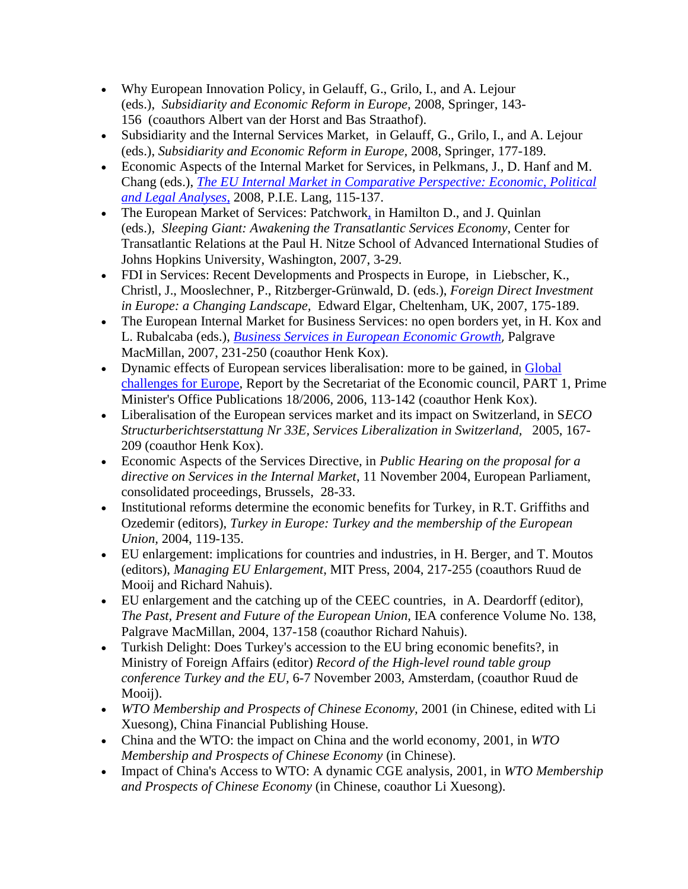- Why European Innovation Policy, in Gelauff, G., Grilo, I., and A. Lejour (eds.), *Subsidiarity and Economic Reform in Europe,* 2008, Springer, 143-156 (coauthors Albert van der Horst and Bas Straathof).
- Subsidiarity and the Internal Services Market, in Gelauff, G., Grilo, I., and A. Lejour (eds.), *Subsidiarity and Economic Reform in Europe*, 2008, Springer, 177-189.
- Economic Aspects of the Internal Market for Services, in Pelkmans, J., D. Hanf and M. Chang (eds.), *The EU Internal Market in Comparative Perspective: Economic, Political and Legal Analyses,* 2008, P.I.E. Lang, 115-137.
- The European Market of Services: Patchwork, in Hamilton D., and J. Quinlan (eds.), *Sleeping Giant: Awakening the Transatlantic Services Economy*, Center for Transatlantic Relations at the Paul H. Nitze School of Advanced International Studies of Johns Hopkins University, Washington, 2007, 3-29.
- FDI in Services: Recent Developments and Prospects in Europe, in Liebscher, K., Christl, J., Mooslechner, P., Ritzberger-Grünwald, D. (eds.), *Foreign Direct Investment in Europe: a Changing Landscape,* Edward Elgar, Cheltenham, UK, 2007, 175-189.
- The European Internal Market for Business Services: no open borders yet, in H. Kox and L. Rubalcaba (eds.), *Business Services in European Economic Growth,* Palgrave MacMillan, 2007, 231-250 (coauthor Henk Kox).
- Dynamic effects of European services liberalisation: more to be gained, in Global challenges for Europe, Report by the Secretariat of the Economic council, PART 1, Prime Minister's Office Publications 18/2006, 2006, 113-142 (coauthor Henk Kox).
- Liberalisation of the European services market and its impact on Switzerland, in S*ECO Structurberichtserstattung Nr 33E, Services Liberalization in Switzerland,* 2005, 167-209 (coauthor Henk Kox).
- Economic Aspects of the Services Directive, in *Public Hearing on the proposal for a directive on Services in the Internal Market*, 11 November 2004, European Parliament, consolidated proceedings, Brussels, 28-33.
- Institutional reforms determine the economic benefits for Turkey, in R.T. Griffiths and Ozedemir (editors), *Turkey in Europe: Turkey and the membership of the European Union,* 2004, 119-135.
- EU enlargement: implications for countries and industries, in H. Berger, and T. Moutos (editors), *Managing EU Enlargement*, MIT Press, 2004, 217-255 (coauthors Ruud de Mooij and Richard Nahuis).
- EU enlargement and the catching up of the CEEC countries, in A. Deardorff (editor), *The Past, Present and Future of the European Union,* IEA conference Volume No. 138, Palgrave MacMillan, 2004, 137-158 (coauthor Richard Nahuis).
- Turkish Delight: Does Turkey's accession to the EU bring economic benefits?, in Ministry of Foreign Affairs (editor) *Record of the High-level round table group conference Turkey and the EU*, 6-7 November 2003, Amsterdam, (coauthor Ruud de Mooij).
- *WTO Membership and Prospects of Chinese Economy,* 2001 (in Chinese, edited with Li Xuesong), China Financial Publishing House.
- China and the WTO: the impact on China and the world economy, 2001, in *WTO Membership and Prospects of Chinese Economy* (in Chinese).
- Impact of China's Access to WTO: A dynamic CGE analysis, 2001, in *WTO Membership and Prospects of Chinese Economy* (in Chinese, coauthor Li Xuesong).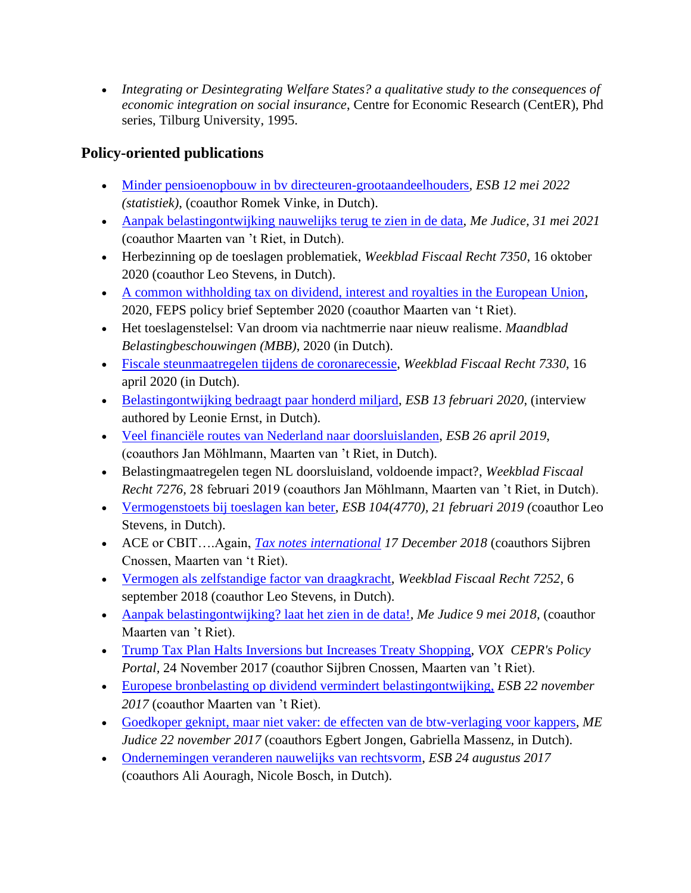- *Integrating or Desintegrating Welfare States? a qualitative study to the consequences of economic integration on social insurance*, Centre for Economic Research (CentER), Phd series, Tilburg University, 1995.

## Policy-oriented publications

- Minder pensioenopbouw in bv directeuren-grootaandeelhouders, *ESB 12 mei 2022 (statistiek)*, (coauthor Romek Vinke, in Dutch).
- Aanpak belastingontwijking nauwelijks terug te zien in de data, *Me Judice, 31 mei 2021* (coauthor Maarten van 't Riet, in Dutch).
- Herbezinning op de toeslagen problematiek, *Weekblad Fiscaal Recht 7350*, 16 oktober 2020 (coauthor Leo Stevens, in Dutch).
- A common withholding tax on dividend, interest and royalties in the European Union, 2020, FEPS policy brief September 2020 (coauthor Maarten van 't Riet).
- Het toeslagenstelsel: Van droom via nachtmerrie naar nieuw realisme. *Maandblad Belastingbeschouwingen (MBB)*, 2020 (in Dutch).
- Fiscale steunmaatregelen tijdens de coronarecessie, *Weekblad Fiscaal Recht 7330*, 16 april 2020 (in Dutch).
- Belastingontwijking bedraagt paar honderd miljard, *ESB 13 februari 2020*, (interview authored by Leonie Ernst, in Dutch).
- Veel financiële routes van Nederland naar doorsluislanden, *ESB 26 april 2019*, (coauthors Jan Möhlmann, Maarten van 't Riet, in Dutch).
- Belastingmaatregelen tegen NL doorsluisland, voldoende impact?, *Weekblad Fiscaal Recht 7276*, 28 februari 2019 (coauthors Jan Möhlmann, Maarten van 't Riet, in Dutch).
- Vermogenstoets bij toeslagen kan beter, *ESB 104(4770), 21 februari 2019 (*coauthor Leo Stevens, in Dutch).
- ACE or CBIT….Again, *Tax notes international 17 December 2018* (coauthors Sijbren Cnossen, Maarten van 't Riet).
- Vermogen als zelfstandige factor van draagkracht, *Weekblad Fiscaal Recht 7252*, 6 september 2018 (coauthor Leo Stevens, in Dutch).
- Aanpak belastingontwijking? laat het zien in de data!, *Me Judice 9 mei 2018*, (coauthor Maarten van 't Riet).
- Trump Tax Plan Halts Inversions but Increases Treaty Shopping, *VOX CEPR's Policy Portal*, 24 November 2017 (coauthor Sijbren Cnossen, Maarten van 't Riet).
- Europese bronbelasting op dividend vermindert belastingontwijking, *ESB 22 november 2017* (coauthor Maarten van 't Riet).
- Goedkoper geknipt, maar niet vaker: de effecten van de btw-verlaging voor kappers, *ME Judice 22 november 2017* (coauthors Egbert Jongen, Gabriella Massenz, in Dutch).
- Ondernemingen veranderen nauwelijks van rechtsvorm, *ESB 24 augustus 2017* (coauthors Ali Aouragh, Nicole Bosch, in Dutch).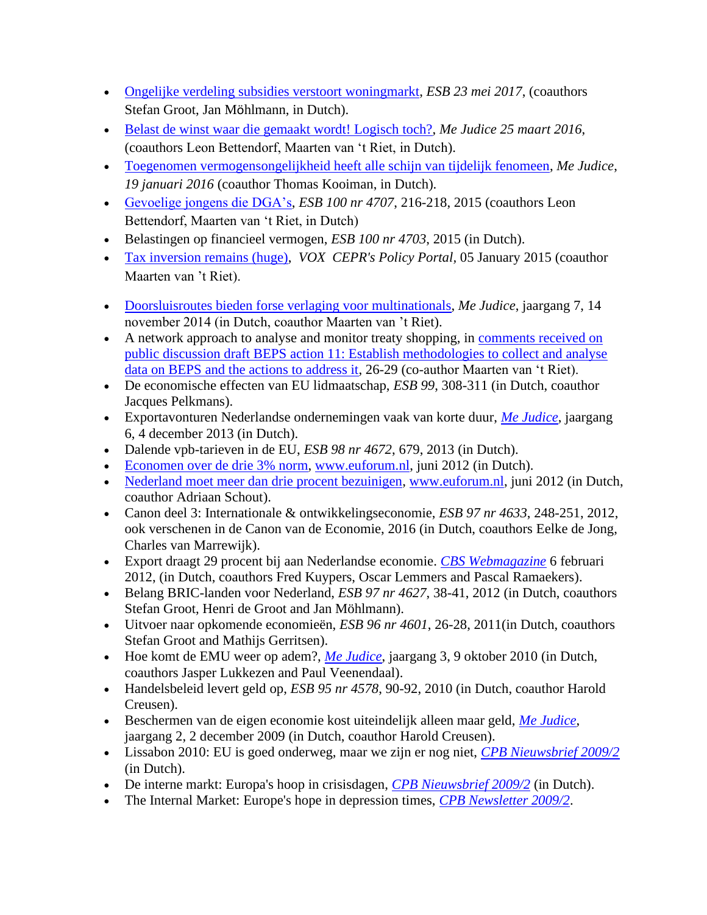- Ongelijke verdeling subsidies verstoort woningmarkt, *ESB 23 mei 2017*, (coauthors Stefan Groot, Jan Möhlmann, in Dutch).
- Belast de winst waar die gemaakt wordt! Logisch toch?, *Me Judice 25 maart 2016*, (coauthors Leon Bettendorf, Maarten van 't Riet, in Dutch).
- Toegenomen vermogensongelijkheid heeft alle schijn van tijdelijk fenomeen, *Me Judice, 19 januari 2016* (coauthor Thomas Kooiman, in Dutch).
- Gevoelige jongens die DGA's, *ESB 100 nr 4707*, 216-218, 2015 (coauthors Leon Bettendorf, Maarten van 't Riet, in Dutch)
- Belastingen op financieel vermogen, *ESB 100 nr 4703*, 2015 (in Dutch).
- Tax inversion remains (huge), *VOX CEPR's Policy Portal*, 05 January 2015 (coauthor Maarten van 't Riet).
- Doorsluisroutes bieden forse verlaging voor multinationals, *Me Judice*, jaargang 7, 14 november 2014 (in Dutch, coauthor Maarten van 't Riet).
- A network approach to analyse and monitor treaty shopping, in comments received on public discussion draft BEPS action 11: Establish methodologies to collect and analyse data on BEPS and the actions to address it, 26-29 (co-author Maarten van 't Riet).
- De economische effecten van EU lidmaatschap, *ESB 99*, 308-311 (in Dutch, coauthor Jacques Pelkmans).
- Exportavonturen Nederlandse ondernemingen vaak van korte duur, *Me Judice*, jaargang 6, 4 december 2013 (in Dutch).
- Dalende vpb-tarieven in de EU, *ESB 98 nr 4672*, 679, 2013 (in Dutch).
- Economen over de drie 3% norm, www.euforum.nl, juni 2012 (in Dutch).
- Nederland moet meer dan drie procent bezuinigen, www.euforum.nl, juni 2012 (in Dutch, coauthor Adriaan Schout).
- Canon deel 3: Internationale & ontwikkelingseconomie, *ESB 97 nr 4633*, 248-251, 2012, ook verschenen in de Canon van de Economie, 2016 (in Dutch, coauthors Eelke de Jong, Charles van Marrewijk).
- Export draagt 29 procent bij aan Nederlandse economie. *CBS Webmagazine* 6 februari 2012, (in Dutch, coauthors Fred Kuypers, Oscar Lemmers and Pascal Ramaekers).
- Belang BRIC-landen voor Nederland, *ESB 97 nr 4627*, 38-41, 2012 (in Dutch, coauthors Stefan Groot, Henri de Groot and Jan Möhlmann).
- Uitvoer naar opkomende economieën, *ESB 96 nr 4601*, 26-28, 2011(in Dutch, coauthors Stefan Groot and Mathijs Gerritsen).
- Hoe komt de EMU weer op adem?, *Me Judice*, jaargang 3, 9 oktober 2010 (in Dutch, coauthors Jasper Lukkezen and Paul Veenendaal).
- Handelsbeleid levert geld op, *ESB 95 nr 4578*, 90-92, 2010 (in Dutch, coauthor Harold Creusen).
- Beschermen van de eigen economie kost uiteindelijk alleen maar geld, *Me Judice*, jaargang 2, 2 december 2009 (in Dutch, coauthor Harold Creusen).
- Lissabon 2010: EU is goed onderweg, maar we zijn er nog niet, *CPB Nieuwsbrief 2009/2* (in Dutch).
- De interne markt: Europa's hoop in crisisdagen, *CPB Nieuwsbrief 2009/2* (in Dutch).
- The Internal Market: Europe's hope in depression times, *CPB Newsletter 2009/2*.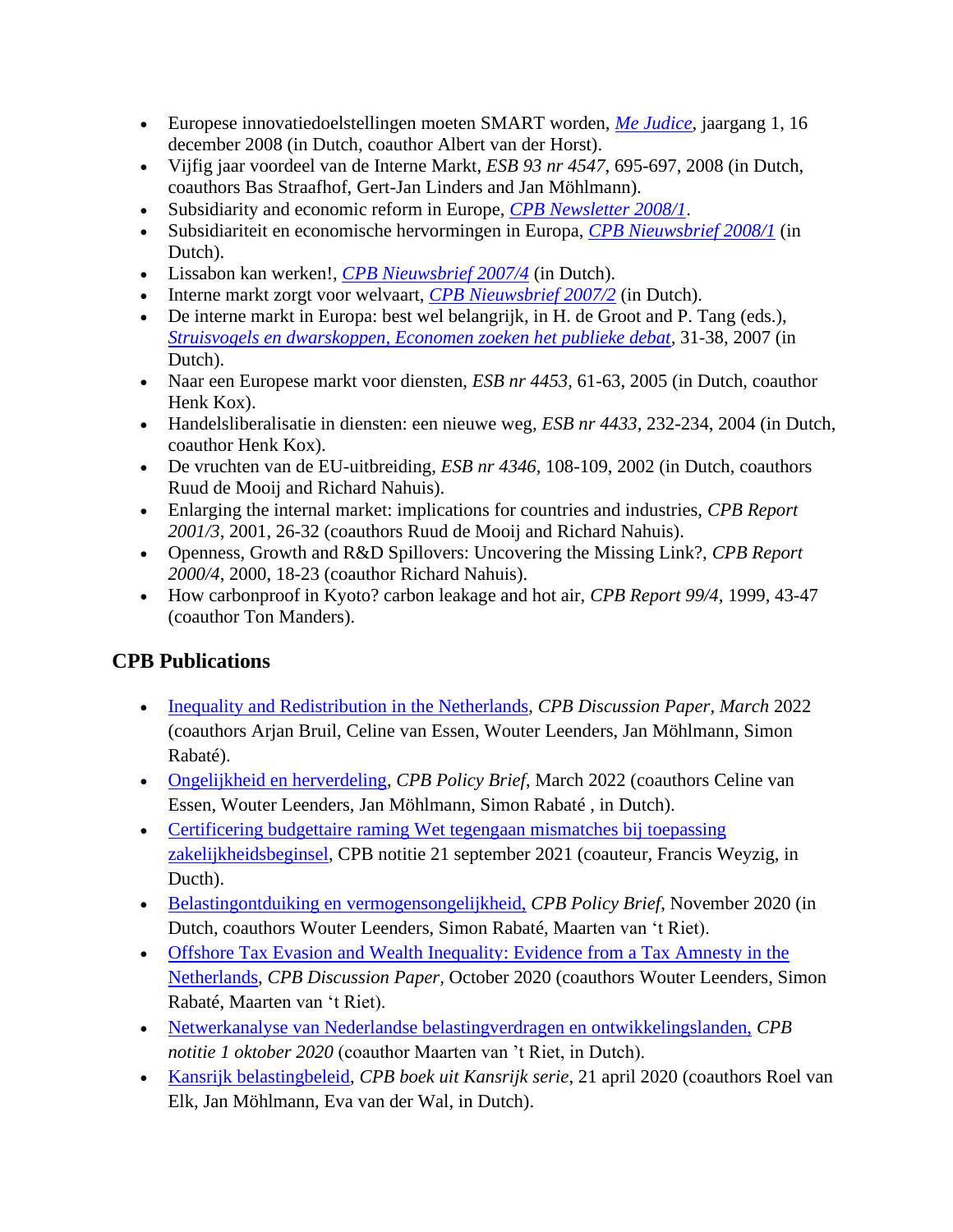- Europese innovatiedoelstellingen moeten SMART worden, *Me Judice*, jaargang 1, 16 december 2008 (in Dutch, coauthor Albert van der Horst).
- Vijfig jaar voordeel van de Interne Markt, *ESB 93 nr 4547*, 695-697, 2008 (in Dutch, coauthors Bas Straafhof, Gert-Jan Linders and Jan Möhlmann).
- Subsidiarity and economic reform in Europe, *CPB Newsletter 2008/1*.
- Subsidiariteit en economische hervormingen in Europa, *CPB Nieuwsbrief 2008/1* (in Dutch).
- Lissabon kan werken!, *CPB Nieuwsbrief 2007/4* (in Dutch).
- Interne markt zorgt voor welvaart, *CPB Nieuwsbrief 2007/2* (in Dutch).
- De interne markt in Europa: best wel belangrijk, in H. de Groot and P. Tang (eds.), *Struisvogels en dwarskoppen, Economen zoeken het publieke debat*, 31-38, 2007 (in Dutch).
- Naar een Europese markt voor diensten, *ESB nr 4453*, 61-63, 2005 (in Dutch, coauthor Henk Kox).
- Handelsliberalisatie in diensten: een nieuwe weg, *ESB nr 4433*, 232-234, 2004 (in Dutch, coauthor Henk Kox).
- De vruchten van de EU-uitbreiding, *ESB nr 4346*, 108-109, 2002 (in Dutch, coauthors Ruud de Mooij and Richard Nahuis).
- Enlarging the internal market: implications for countries and industries, *CPB Report 2001/3*, 2001, 26-32 (coauthors Ruud de Mooij and Richard Nahuis).
- Openness, Growth and R&D Spillovers: Uncovering the Missing Link?, *CPB Report 2000/4*, 2000, 18-23 (coauthor Richard Nahuis).
- How carbonproof in Kyoto? carbon leakage and hot air, *CPB Report 99/4*, 1999, 43-47 (coauthor Ton Manders).

## CPB Publications

- Inequality and Redistribution in the Netherlands, *CPB Discussion Paper*, *March* 2022 (coauthors Arjan Bruil, Celine van Essen, Wouter Leenders, Jan Möhlmann, Simon Rabaté).
- Ongelijkheid en herverdeling, *CPB Policy Brief*, March 2022 (coauthors Celine van Essen, Wouter Leenders, Jan Möhlmann, Simon Rabaté , in Dutch).
- Certificering budgettaire raming Wet tegengaan mismatches bij toepassing zakelijkheidsbeginsel, CPB notitie 21 september 2021 (coauteur, Francis Weyzig, in Ducth).
- Belastingontduiking en vermogensongelijkheid, *CPB Policy Brief*, November 2020 (in Dutch, coauthors Wouter Leenders, Simon Rabaté, Maarten van 't Riet).
- Offshore Tax Evasion and Wealth Inequality: Evidence from a Tax Amnesty in the Netherlands, *CPB Discussion Paper*, October 2020 (coauthors Wouter Leenders, Simon Rabaté, Maarten van 't Riet).
- Netwerkanalyse van Nederlandse belastingverdragen en ontwikkelingslanden, *CPB notitie 1 oktober 2020* (coauthor Maarten van 't Riet, in Dutch).
- Kansrijk belastingbeleid, *CPB boek uit Kansrijk serie*, 21 april 2020 (coauthors Roel van Elk, Jan Möhlmann, Eva van der Wal, in Dutch).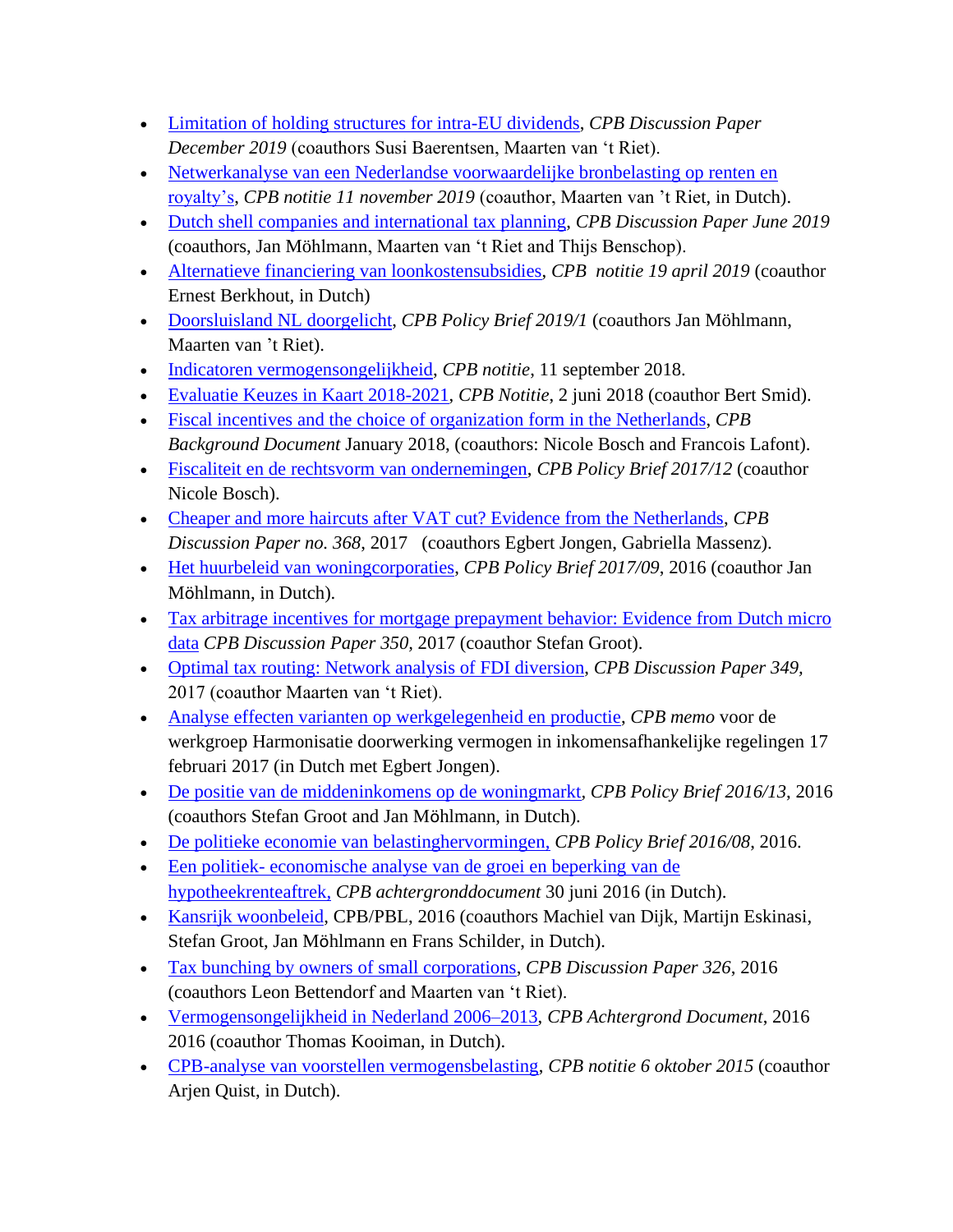- Limitation of holding structures for intra-EU dividends, *CPB Discussion Paper December 2019* (coauthors Susi Baerentsen, Maarten van 't Riet).
- Netwerkanalyse van een Nederlandse voorwaardelijke bronbelasting op renten en royalty's, *CPB notitie 11 november 2019* (coauthor, Maarten van 't Riet, in Dutch).
- Dutch shell companies and international tax planning, *CPB Discussion Paper June 2019* (coauthors, Jan Möhlmann, Maarten van 't Riet and Thijs Benschop).
- Alternatieve financiering van loonkostensubsidies, *CPB notitie 19 april 2019* (coauthor Ernest Berkhout, in Dutch)
- Doorsluisland NL doorgelicht, *CPB Policy Brief 2019/1* (coauthors Jan Möhlmann, Maarten van 't Riet).
- Indicatoren vermogensongelijkheid, *CPB notitie*, 11 september 2018.
- Evaluatie Keuzes in Kaart 2018-2021, *CPB Notitie*, 2 juni 2018 (coauthor Bert Smid).
- Fiscal incentives and the choice of organization form in the Netherlands, *CPB Background Document* January 2018, (coauthors: Nicole Bosch and Francois Lafont).
- Fiscaliteit en de rechtsvorm van ondernemingen, *CPB Policy Brief 2017/12* (coauthor Nicole Bosch).
- Cheaper and more haircuts after VAT cut? Evidence from the Netherlands, *CPB Discussion Paper no. 368*, 2017 (coauthors Egbert Jongen, Gabriella Massenz).
- Het huurbeleid van woningcorporaties, *CPB Policy Brief 2017/09*, 2016 (coauthor Jan Möhlmann, in Dutch).
- Tax arbitrage incentives for mortgage prepayment behavior: Evidence from Dutch micro data *CPB Discussion Paper 350*, 2017 (coauthor Stefan Groot).
- Optimal tax routing: Network analysis of FDI diversion, *CPB Discussion Paper 349*, 2017 (coauthor Maarten van 't Riet).
- Analyse effecten varianten op werkgelegenheid en productie, *CPB memo* voor de werkgroep Harmonisatie doorwerking vermogen in inkomensafhankelijke regelingen 17 februari 2017 (in Dutch met Egbert Jongen).
- De positie van de middeninkomens op de woningmarkt, *CPB Policy Brief 2016/13*, 2016 (coauthors Stefan Groot and Jan Möhlmann, in Dutch).
- De politieke economie van belastinghervormingen, *CPB Policy Brief 2016/08*, 2016.
- Een politiek- economische analyse van de groei en beperking van de hypotheekrenteaftrek, *CPB achtergronddocument* 30 juni 2016 (in Dutch).
- Kansrijk woonbeleid, CPB/PBL, 2016 (coauthors Machiel van Dijk, Martijn Eskinasi, Stefan Groot, Jan Möhlmann en Frans Schilder, in Dutch).
- Tax bunching by owners of small corporations, *CPB Discussion Paper 326*, 2016 (coauthors Leon Bettendorf and Maarten van 't Riet).
- Vermogensongelijkheid in Nederland 2006–2013, *CPB Achtergrond Document*, 2016 2016 (coauthor Thomas Kooiman, in Dutch).
- CPB-analyse van voorstellen vermogensbelasting, *CPB notitie 6 oktober 2015* (coauthor Arjen Quist, in Dutch).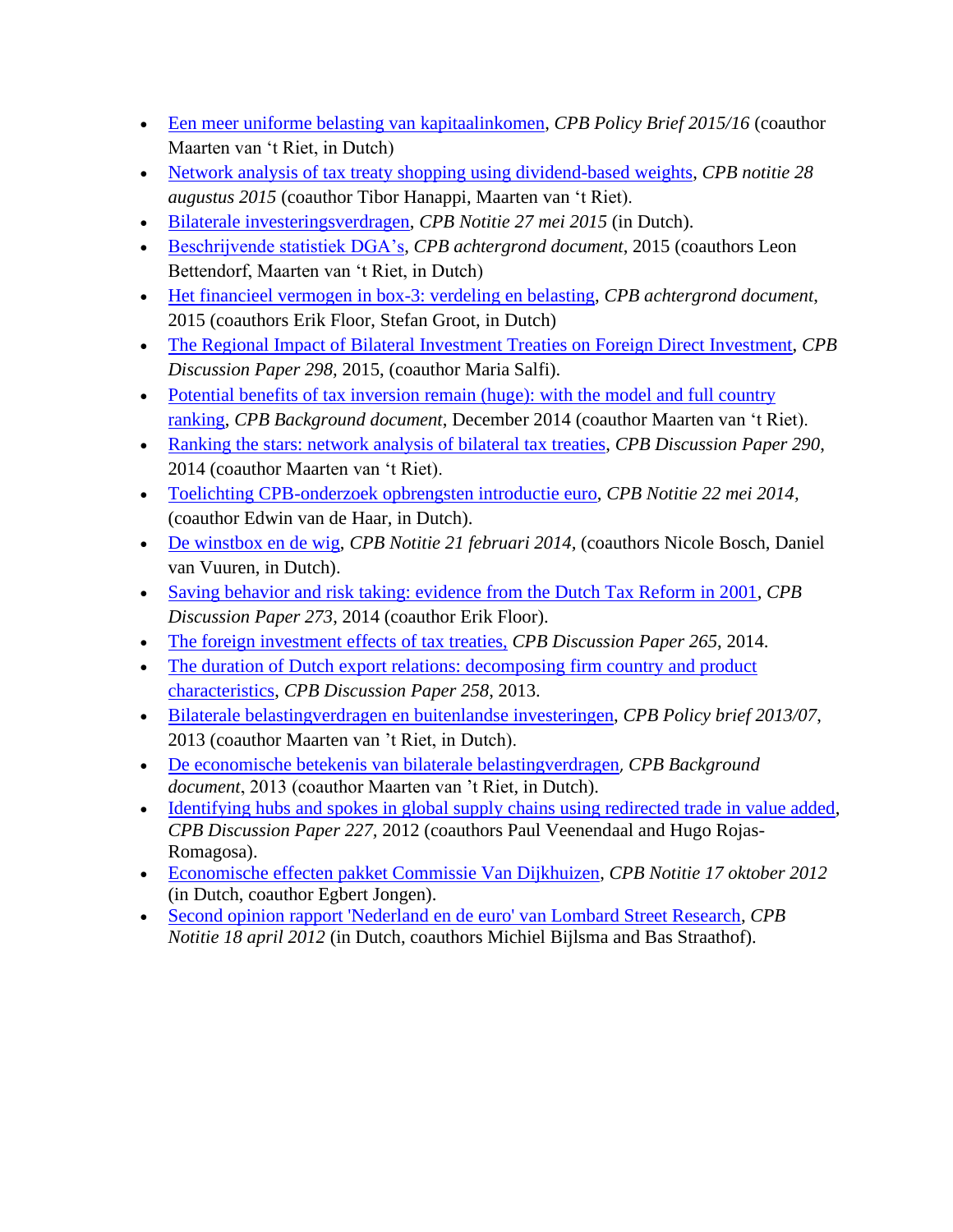- Een meer uniforme belasting van kapitaalinkomen, *CPB Policy Brief 2015/16* (coauthor Maarten van 't Riet, in Dutch)
- Network analysis of tax treaty shopping using dividend-based weights, *CPB notitie 28 augustus 2015* (coauthor Tibor Hanappi, Maarten van 't Riet).
- Bilaterale investeringsverdragen, *CPB Notitie 27 mei 2015* (in Dutch).
- Beschrijvende statistiek DGA's, *CPB achtergrond document*, 2015 (coauthors Leon Bettendorf, Maarten van 't Riet, in Dutch)
- Het financieel vermogen in box-3: verdeling en belasting, *CPB achtergrond document*, 2015 (coauthors Erik Floor, Stefan Groot, in Dutch)
- The Regional Impact of Bilateral Investment Treaties on Foreign Direct Investment, *CPB Discussion Paper 298*, 2015, (coauthor Maria Salfi).
- Potential benefits of tax inversion remain (huge): with the model and full country ranking, *CPB Background document*, December 2014 (coauthor Maarten van 't Riet).
- Ranking the stars: network analysis of bilateral tax treaties, *CPB Discussion Paper 290*, 2014 (coauthor Maarten van 't Riet).
- Toelichting CPB-onderzoek opbrengsten introductie euro, *CPB Notitie 22 mei 2014*, (coauthor Edwin van de Haar, in Dutch).
- De winstbox en de wig, *CPB Notitie 21 februari 2014*, (coauthors Nicole Bosch, Daniel van Vuuren, in Dutch).
- Saving behavior and risk taking: evidence from the Dutch Tax Reform in 2001, *CPB Discussion Paper 273*, 2014 (coauthor Erik Floor).
- The foreign investment effects of tax treaties, *CPB Discussion Paper 265*, 2014.
- The duration of Dutch export relations: decomposing firm country and product characteristics, *CPB Discussion Paper 258*, 2013.
- Bilaterale belastingverdragen en buitenlandse investeringen, *CPB Policy brief 2013/07*, 2013 (coauthor Maarten van 't Riet, in Dutch).
- De economische betekenis van bilaterale belastingverdragen, *CPB Background document*, 2013 (coauthor Maarten van 't Riet, in Dutch).
- Identifying hubs and spokes in global supply chains using redirected trade in value added, *CPB Discussion Paper 227*, 2012 (coauthors Paul Veenendaal and Hugo Rojas-Romagosa).
- Economische effecten pakket Commissie Van Dijkhuizen, *CPB Notitie 17 oktober 2012* (in Dutch, coauthor Egbert Jongen).
- Second opinion rapport 'Nederland en de euro' van Lombard Street Research, *CPB Notitie 18 april 2012* (in Dutch, coauthors Michiel Bijlsma and Bas Straathof).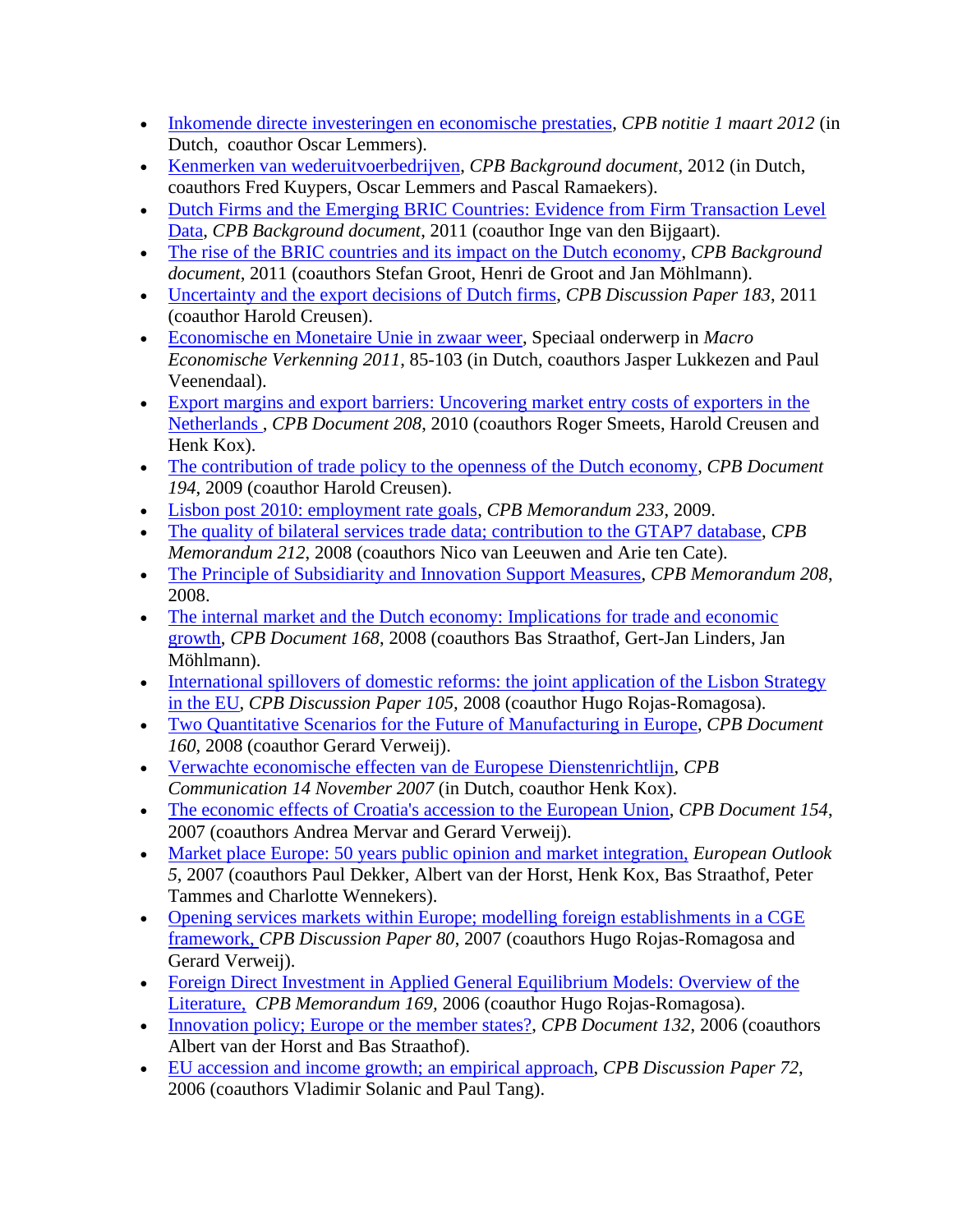- Inkomende directe investeringen en economische prestaties, *CPB notitie 1 maart 2012* (in Dutch, coauthor Oscar Lemmers).
- Kenmerken van wederuitvoerbedrijven, *CPB Background document*, 2012 (in Dutch, coauthors Fred Kuypers, Oscar Lemmers and Pascal Ramaekers).
- Dutch Firms and the Emerging BRIC Countries: Evidence from Firm Transaction Level Data, *CPB Background document*, 2011 (coauthor Inge van den Bijgaart).
- The rise of the BRIC countries and its impact on the Dutch economy, *CPB Background document*, 2011 (coauthors Stefan Groot, Henri de Groot and Jan Möhlmann).
- Uncertainty and the export decisions of Dutch firms, *CPB Discussion Paper 183*, 2011 (coauthor Harold Creusen).
- Economische en Monetaire Unie in zwaar weer, Speciaal onderwerp in *Macro Economische Verkenning 2011*, 85-103 (in Dutch, coauthors Jasper Lukkezen and Paul Veenendaal).
- Export margins and export barriers: Uncovering market entry costs of exporters in the Netherlands , *CPB Document 208*, 2010 (coauthors Roger Smeets, Harold Creusen and Henk Kox).
- The contribution of trade policy to the openness of the Dutch economy, *CPB Document 194*, 2009 (coauthor Harold Creusen).
- Lisbon post 2010: employment rate goals, *CPB Memorandum 233*, 2009.
- The quality of bilateral services trade data; contribution to the GTAP7 database, *CPB Memorandum 212*, 2008 (coauthors Nico van Leeuwen and Arie ten Cate).
- The Principle of Subsidiarity and Innovation Support Measures, *CPB Memorandum 208*, 2008.
- The internal market and the Dutch economy: Implications for trade and economic growth, *CPB Document 168*, 2008 (coauthors Bas Straathof, Gert-Jan Linders, Jan Möhlmann).
- International spillovers of domestic reforms: the joint application of the Lisbon Strategy in the EU, *CPB Discussion Paper 105*, 2008 (coauthor Hugo Rojas-Romagosa).
- Two Quantitative Scenarios for the Future of Manufacturing in Europe, *CPB Document 160*, 2008 (coauthor Gerard Verweij).
- Verwachte economische effecten van de Europese Dienstenrichtlijn, *CPB Communication 14 November 2007* (in Dutch, coauthor Henk Kox).
- The economic effects of Croatia's accession to the European Union, *CPB Document 154*, 2007 (coauthors Andrea Mervar and Gerard Verweij).
- Market place Europe: 50 years public opinion and market integration, *European Outlook 5*, 2007 (coauthors Paul Dekker, Albert van der Horst, Henk Kox, Bas Straathof, Peter Tammes and Charlotte Wennekers).
- Opening services markets within Europe; modelling foreign establishments in a CGE framework, *CPB Discussion Paper 80*, 2007 (coauthors Hugo Rojas-Romagosa and Gerard Verweij).
- Foreign Direct Investment in Applied General Equilibrium Models: Overview of the Literature, *CPB Memorandum 169*, 2006 (coauthor Hugo Rojas-Romagosa).
- Innovation policy; Europe or the member states?, *CPB Document 132*, 2006 (coauthors Albert van der Horst and Bas Straathof).
- EU accession and income growth; an empirical approach, *CPB Discussion Paper 72*, 2006 (coauthors Vladimir Solanic and Paul Tang).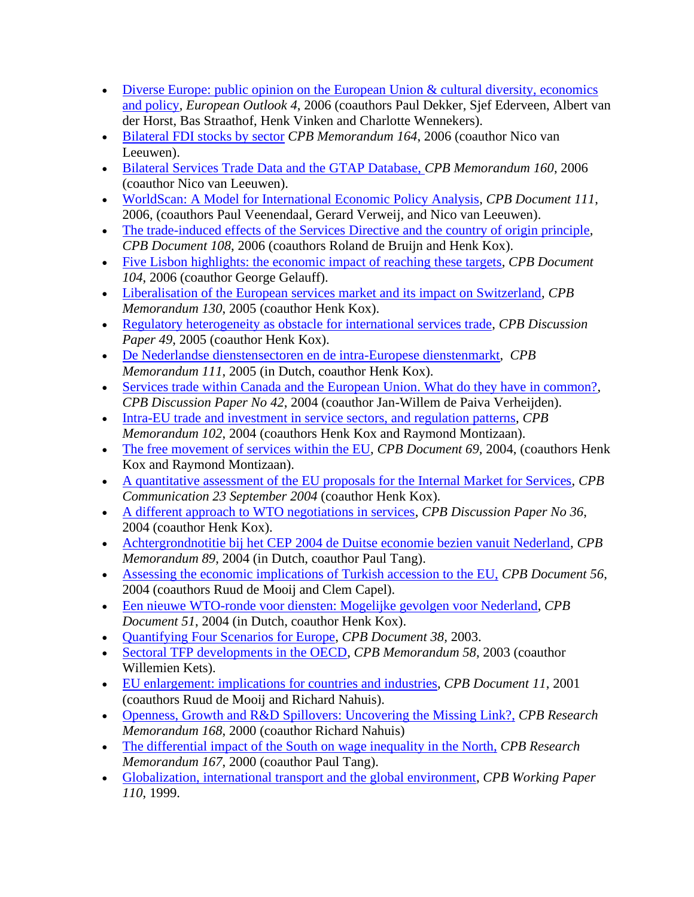- Diverse Europe: public opinion on the European Union & cultural diversity, economics and policy, *European Outlook 4*, 2006 (coauthors Paul Dekker, Sjef Ederveen, Albert van der Horst, Bas Straathof, Henk Vinken and Charlotte Wennekers).
- Bilateral FDI stocks by sector *CPB Memorandum 164*, 2006 (coauthor Nico van Leeuwen).
- Bilateral Services Trade Data and the GTAP Database, *CPB Memorandum 160*, 2006 (coauthor Nico van Leeuwen).
- WorldScan: A Model for International Economic Policy Analysis, *CPB Document 111*, 2006, (coauthors Paul Veenendaal, Gerard Verweij, and Nico van Leeuwen).
- The trade-induced effects of the Services Directive and the country of origin principle, *CPB Document 108*, 2006 (coauthors Roland de Bruijn and Henk Kox).
- Five Lisbon highlights: the economic impact of reaching these targets, *CPB Document 104*, 2006 (coauthor George Gelauff).
- Liberalisation of the European services market and its impact on Switzerland, *CPB Memorandum 130*, 2005 (coauthor Henk Kox).
- Regulatory heterogeneity as obstacle for international services trade, *CPB Discussion Paper 49*, 2005 (coauthor Henk Kox).
- De Nederlandse dienstensectoren en de intra-Europese dienstenmarkt, *CPB Memorandum 111*, 2005 (in Dutch, coauthor Henk Kox).
- Services trade within Canada and the European Union. What do they have in common?, *CPB Discussion Paper No 42*, 2004 (coauthor Jan-Willem de Paiva Verheijden).
- Intra-EU trade and investment in service sectors, and regulation patterns, *CPB Memorandum 102*, 2004 (coauthors Henk Kox and Raymond Montizaan).
- The free movement of services within the EU, *CPB Document 69*, 2004, (coauthors Henk Kox and Raymond Montizaan).
- A quantitative assessment of the EU proposals for the Internal Market for Services, *CPB Communication 23 September 2004* (coauthor Henk Kox).
- A different approach to WTO negotiations in services, *CPB Discussion Paper No 36*, 2004 (coauthor Henk Kox).
- Achtergrondnotitie bij het CEP 2004 de Duitse economie bezien vanuit Nederland, *CPB Memorandum 89*, 2004 (in Dutch, coauthor Paul Tang).
- Assessing the economic implications of Turkish accession to the EU, *CPB Document 56*, 2004 (coauthors Ruud de Mooij and Clem Capel).
- Een nieuwe WTO-ronde voor diensten: Mogelijke gevolgen voor Nederland, *CPB Document 51*, 2004 (in Dutch, coauthor Henk Kox).
- Quantifying Four Scenarios for Europe, *CPB Document 38*, 2003.
- Sectoral TFP developments in the OECD, *CPB Memorandum 58*, 2003 (coauthor Willemien Kets).
- EU enlargement: implications for countries and industries, *CPB Document 11*, 2001 (coauthors Ruud de Mooij and Richard Nahuis).
- Openness, Growth and R&D Spillovers: Uncovering the Missing Link?, *CPB Research Memorandum 168*, 2000 (coauthor Richard Nahuis)
- The differential impact of the South on wage inequality in the North, *CPB Research Memorandum 167*, 2000 (coauthor Paul Tang).
- Globalization, international transport and the global environment, *CPB Working Paper 110*, 1999.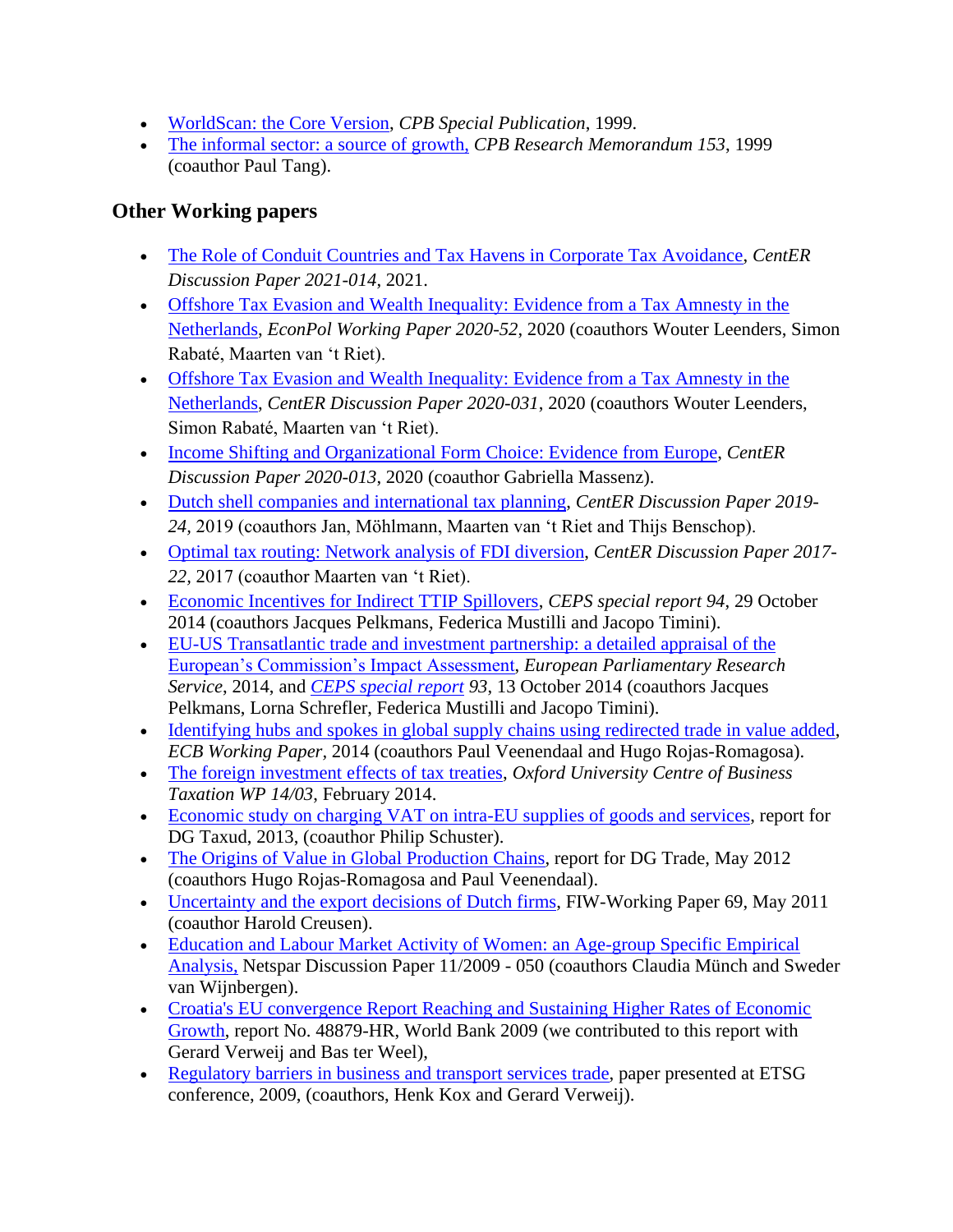- WorldScan: the Core Version, *CPB Special Publication*, 1999.
- The informal sector: a source of growth, *CPB Research Memorandum 153*, 1999 (coauthor Paul Tang).

### Other Working papers

- The Role of Conduit Countries and Tax Havens in Corporate Tax Avoidance, *CentER Discussion Paper 2021-014*, 2021.
- Offshore Tax Evasion and Wealth Inequality: Evidence from a Tax Amnesty in the Netherlands, *EconPol Working Paper 2020-52*, 2020 (coauthors Wouter Leenders, Simon Rabaté, Maarten van 't Riet).
- Offshore Tax Evasion and Wealth Inequality: Evidence from a Tax Amnesty in the Netherlands, *CentER Discussion Paper 2020-031*, 2020 (coauthors Wouter Leenders, Simon Rabaté, Maarten van 't Riet).
- Income Shifting and Organizational Form Choice: Evidence from Europe, *CentER Discussion Paper 2020-013*, 2020 (coauthor Gabriella Massenz).
- Dutch shell companies and international tax planning, *CentER Discussion Paper 2019-24*, 2019 (coauthors Jan, Möhlmann, Maarten van 't Riet and Thijs Benschop).
- Optimal tax routing: Network analysis of FDI diversion, *CentER Discussion Paper 2017-22*, 2017 (coauthor Maarten van 't Riet).
- Economic Incentives for Indirect TTIP Spillovers, *CEPS special report 94*, 29 October 2014 (coauthors Jacques Pelkmans, Federica Mustilli and Jacopo Timini).
- EU-US Transatlantic trade and investment partnership: a detailed appraisal of the European's Commission's Impact Assessment, *European Parliamentary Research Service*, 2014, and *CEPS special report 93*, 13 October 2014 (coauthors Jacques Pelkmans, Lorna Schrefler, Federica Mustilli and Jacopo Timini).
- Identifying hubs and spokes in global supply chains using redirected trade in value added, *ECB Working Paper*, 2014 (coauthors Paul Veenendaal and Hugo Rojas-Romagosa).
- The foreign investment effects of tax treaties, *Oxford University Centre of Business Taxation WP 14/03*, February 2014.
- Economic study on charging VAT on intra-EU supplies of goods and services, report for DG Taxud, 2013, (coauthor Philip Schuster).
- The Origins of Value in Global Production Chains, report for DG Trade, May 2012 (coauthors Hugo Rojas-Romagosa and Paul Veenendaal).
- Uncertainty and the export decisions of Dutch firms, FIW-Working Paper 69, May 2011 (coauthor Harold Creusen).
- Education and Labour Market Activity of Women: an Age-group Specific Empirical Analysis, Netspar Discussion Paper 11/2009 - 050 (coauthors Claudia Münch and Sweder van Wijnbergen).
- Croatia's EU convergence Report Reaching and Sustaining Higher Rates of Economic Growth, report No. 48879-HR, World Bank 2009 (we contributed to this report with Gerard Verweij and Bas ter Weel),
- Regulatory barriers in business and transport services trade, paper presented at ETSG conference, 2009, (coauthors, Henk Kox and Gerard Verweij).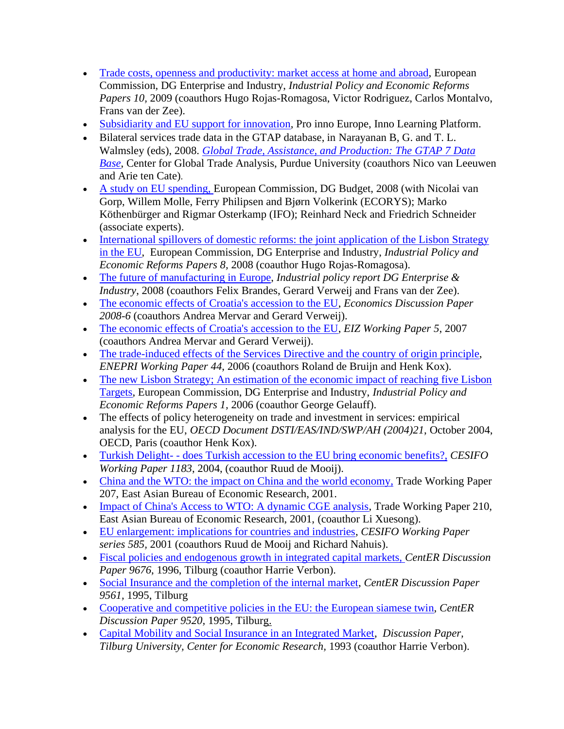- Trade costs, openness and productivity: market access at home and abroad, European Commission, DG Enterprise and Industry, *Industrial Policy and Economic Reforms Papers 10,* 2009 (coauthors Hugo Rojas-Romagosa, Victor Rodriguez, Carlos Montalvo, Frans van der Zee).
- Subsidiarity and EU support for innovation, Pro inno Europe, Inno Learning Platform.
- Bilateral services trade data in the GTAP database, in Narayanan B, G. and T. L. Walmsley (eds), 2008. *Global Trade, Assistance, and Production: The GTAP 7 Data Base*, Center for Global Trade Analysis, Purdue University (coauthors Nico van Leeuwen and Arie ten Cate).
- A study on EU spending, European Commission, DG Budget, 2008 (with Nicolai van Gorp, Willem Molle, Ferry Philipsen and Bjørn Volkerink (ECORYS); Marko Köthenbürger and Rigmar Osterkamp (IFO); Reinhard Neck and Friedrich Schneider (associate experts).
- International spillovers of domestic reforms: the joint application of the Lisbon Strategy in the EU, European Commission, DG Enterprise and Industry, *Industrial Policy and Economic Reforms Papers 8,* 2008 (coauthor Hugo Rojas-Romagosa).
- The future of manufacturing in Europe, *Industrial policy report DG Enterprise & Industry*, 2008 (coauthors Felix Brandes, Gerard Verweij and Frans van der Zee).
- The economic effects of Croatia's accession to the EU, *Economics Discussion Paper 2008-6* (coauthors Andrea Mervar and Gerard Verweij).
- The economic effects of Croatia's accession to the EU, *EIZ Working Paper 5*, 2007 (coauthors Andrea Mervar and Gerard Verweij).
- The trade-induced effects of the Services Directive and the country of origin principle, *ENEPRI Working Paper 44*, 2006 (coauthors Roland de Bruijn and Henk Kox).
- The new Lisbon Strategy; An estimation of the economic impact of reaching five Lisbon Targets, European Commission, DG Enterprise and Industry, *Industrial Policy and Economic Reforms Papers 1,* 2006 (coauthor George Gelauff).
- The effects of policy heterogeneity on trade and investment in services: empirical analysis for the EU, *OECD Document DSTI/EAS/IND/SWP/AH (2004)21*, October 2004, OECD, Paris (coauthor Henk Kox).
- Turkish Delight- - does Turkish accession to the EU bring economic benefits?, *CESIFO Working Paper 1183*, 2004, (coauthor Ruud de Mooij).
- China and the WTO: the impact on China and the world economy, Trade Working Paper 207, East Asian Bureau of Economic Research, 2001.
- Impact of China's Access to WTO: A dynamic CGE analysis, Trade Working Paper 210, East Asian Bureau of Economic Research, 2001, (coauthor Li Xuesong).
- EU enlargement: implications for countries and industries, *CESIFO Working Paper series 585,* 2001 (coauthors Ruud de Mooij and Richard Nahuis).
- Fiscal policies and endogenous growth in integrated capital markets, *CentER Discussion Paper 9676*, 1996, Tilburg (coauthor Harrie Verbon).
- Social Insurance and the completion of the internal market, *CentER Discussion Paper 9561,* 1995, Tilburg
- Cooperative and competitive policies in the EU: the European siamese twin, *CentER Discussion Paper 9520,* 1995, Tilburg.
- Capital Mobility and Social Insurance in an Integrated Market, *Discussion Paper, Tilburg University, Center for Economic Research*, 1993 (coauthor Harrie Verbon).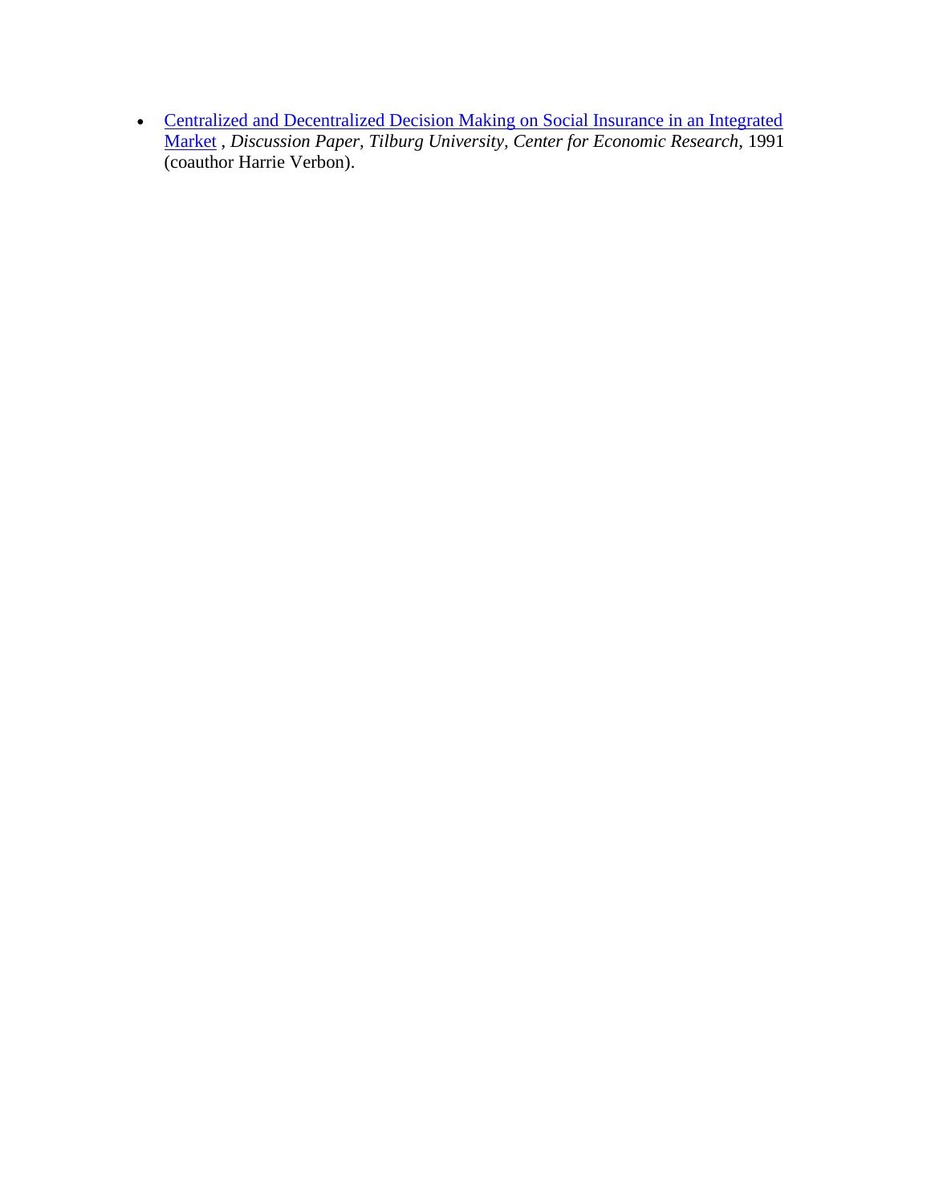- Centralized and Decentralized Decision Making on Social Insurance in an Integrated Market , *Discussion Paper, Tilburg University, Center for Economic Research*, 1991 (coauthor Harrie Verbon).